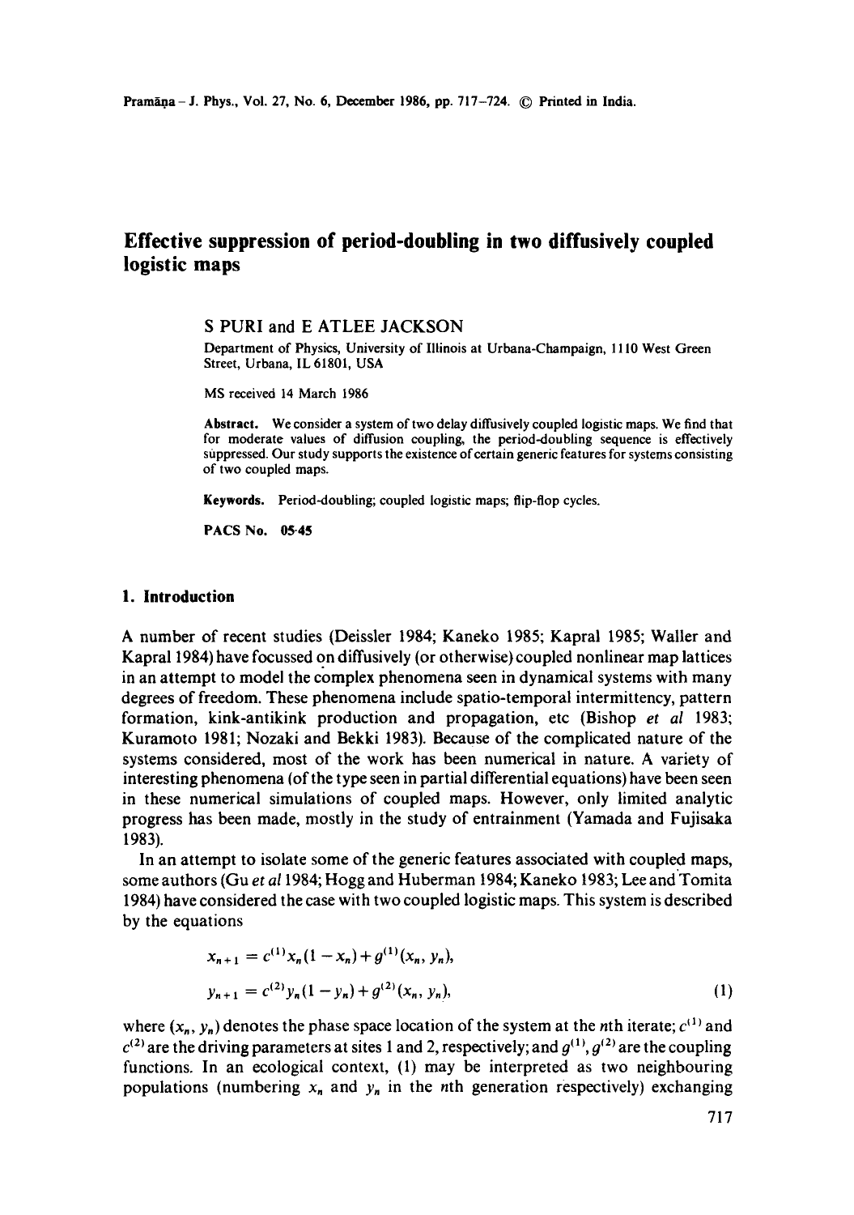# Effective suppression of period-doubling in two diffusively coupled logistic maps

S PURI and E ATLEE JACKSON

Department of Physics, University of Illinois at Urbana-Champaign, 1110 West Green Street, Urbana, IL 61801, USA

MS received 14 March 1986

**Abstract.** We consider a system of two delay diffusively coupled logistic maps. We find that for moderate values of diffusion coupling, the period-doubling sequence is effectively suppressed. Our study supports the existence of certain generic features for systems consisting of two coupled maps.

**Keywords.** Period-doubling; coupled logistic maps; flip-flop cycles.

**PACS No. 05·45**

## 1. Introduction

A number of recent studies (Deissler 1984; Kaneko 1985; Kapral 1985; Waller and Kapral 1984) have focussed on diffusively (or otherwise) coupled nonlinear map lattices in an attempt to model the complex phenomena seen in dynamical systems with many degrees of freedom. These phenomena include spatio-temporal intermittency, pattern formation, kink-antikink production and propagation, etc (Bishop *et al* 1983; Kuramoto 1981; Nozaki and Bekki 1983). Because of the complicated nature of the systems considered, most of the work has been numerical in nature. A variety of interesting phenomena (of the type seen in partial differential equations) have been seen in these numerical simulations of coupled maps. However, only limited analytic progress has been made, mostly in the study of entrainment (Yamada and Fujisaka 1983).

In an attempt to isolate some of the generic features associated with coupled maps, some authors (Gu *et al* 1984; Hogg and Huberman 1984; Kaneko 1983; Lee and Tomita 1984) have considered the case with two coupled logistic maps. This system is described by the equations

$$
\begin{aligned}
x_{n+1} &= c^{(1)} x_n (1 - x_n) + g^{(1)}(x_n, y_n), \\
y_{n+1} &= c^{(2)} y_n (1 - y_n) + g^{(2)}(x_n, y_n),
\end{aligned}
\tag{1}
$$

where $(x_n, y_n)$ denotes the phase space location of the system at the $n$th iterate; $c^{(1)}$ and $c^{(2)}$ are the driving parameters at sites 1 and 2, respectively; and $g^{(1)}, g^{(2)}$ are the coupling functions. In an ecological context, (1) may be interpreted as two neighbouring populations (numbering $x_n$ and $y_n$ in the $n$th generation respectively) exchanging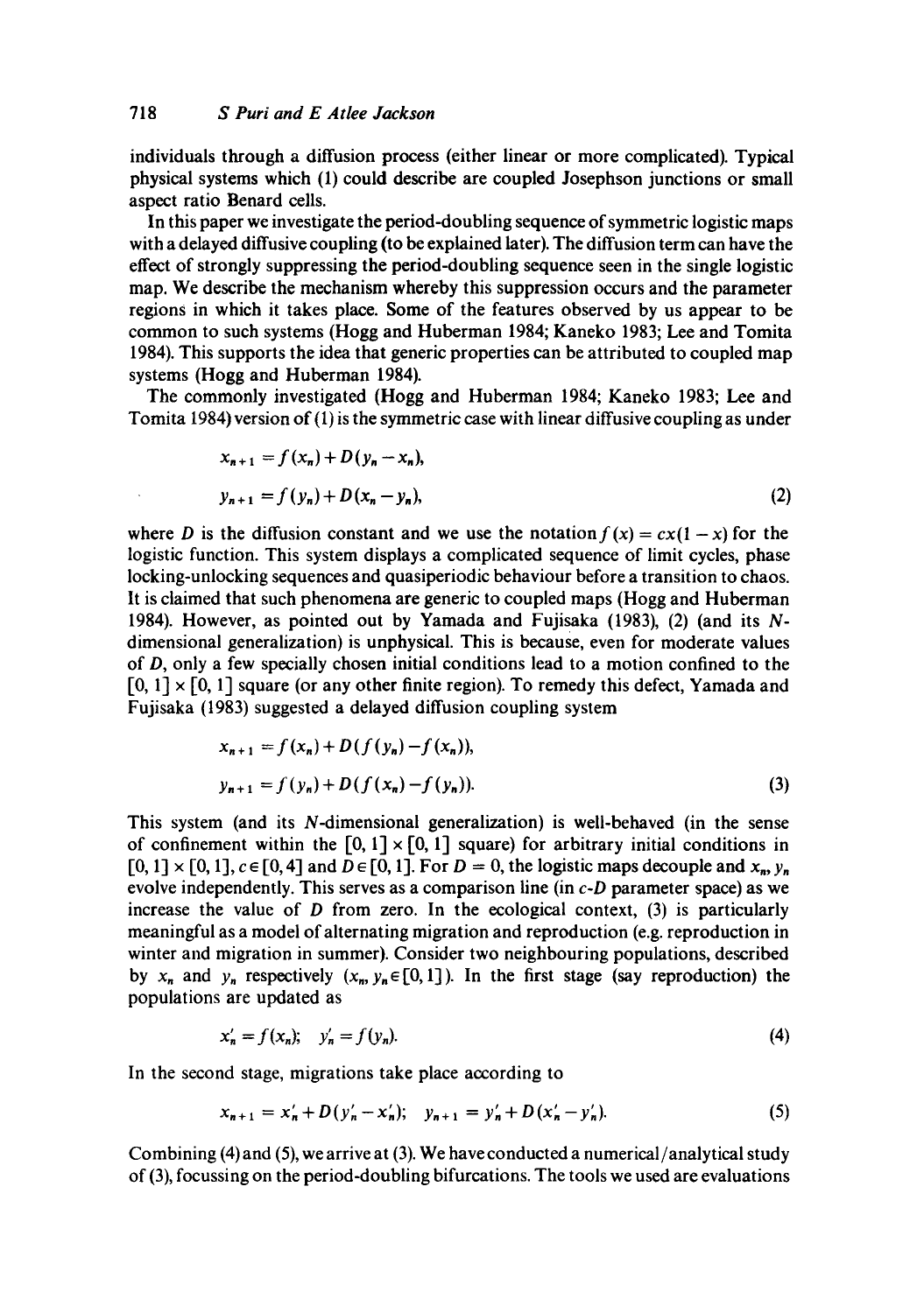individuals through a diffusion process (either linear or more complicated). Typical physical systems which (1) could describe are coupled Josephson junctions or small aspect ratio Benard cells.

In this paper we investigate the period-doubling sequence of symmetric logistic maps with a delayed diffusive coupling (to be explained later). The diffusion term can have the effect of strongly suppressing the period-doubling sequence seen in the single logistic map. We describe the mechanism whereby this suppression occurs and the parameter regions in which it takes place. Some of the features observed by us appear to be common to such systems (Hogg and Huberman 1984; Kaneko 1983; Lee and Tomita 1984). This supports the idea that generic properties can be attributed to coupled map systems (Hogg and Huberman 1984).

The commonly investigated (Hogg and Huberman 1984; Kaneko 1983; Lee and Tomita 1984) version of (1) is the symmetric case with linear diffusive coupling as under

$$x_{n+1} = f(x_n) + D(y_n - x_n),$$
$$y_{n+1} = f(y_n) + D(x_n - y_n), \tag{2}$$

where $D$ is the diffusion constant and we use the notation $f(x) = cx(1-x)$ for the logistic function. This system displays a complicated sequence of limit cycles, phase locking-unlocking sequences and quasiperiodic behaviour before a transition to chaos. It is claimed that such phenomena are generic to coupled maps (Hogg and Huberman 1984). However, as pointed out by Yamada and Fujisaka (1983), (2) (and its $N$-dimensional generalization) is unphysical. This is because, even for moderate values of $D$, only a few specially chosen initial conditions lead to a motion confined to the $[0, 1] \times [0, 1]$ square (or any other finite region). To remedy this defect, Yamada and Fujisaka (1983) suggested a delayed diffusion coupling system

$$x_{n+1} = f(x_n) + D(f(y_n) - f(x_n)),$$
$$y_{n+1} = f(y_n) + D(f(x_n) - f(y_n)). \tag{3}$$

This system (and its $N$-dimensional generalization) is well-behaved (in the sense of confinement within the $[0, 1] \times [0, 1]$ square) for arbitrary initial conditions in $[0, 1] \times [0, 1]$, $c \in [0, 4]$ and $D \in [0, 1]$. For $D = 0$, the logistic maps decouple and $x_n$, $y_n$ evolve independently. This serves as a comparison line (in $c$-$D$ parameter space) as we increase the value of $D$ from zero. In the ecological context, (3) is particularly meaningful as a model of alternating migration and reproduction (e.g. reproduction in winter and migration in summer). Consider two neighbouring populations, described by $x_n$ and $y_n$ respectively ($x_n, y_n \in [0, 1]$). In the first stage (say reproduction) the populations are updated as

$$x'_n = f(x_n); \quad y'_n = f(y_n). \tag{4}$$

In the second stage, migrations take place according to

$$x_{n+1} = x'_n + D(y'_n - x'_n); \quad y_{n+1} = y'_n + D(x'_n - y'_n). \tag{5}$$

Combining (4) and (5), we arrive at (3). We have conducted a numerical/analytical study of (3), focussing on the period-doubling bifurcations. The tools we used are evaluations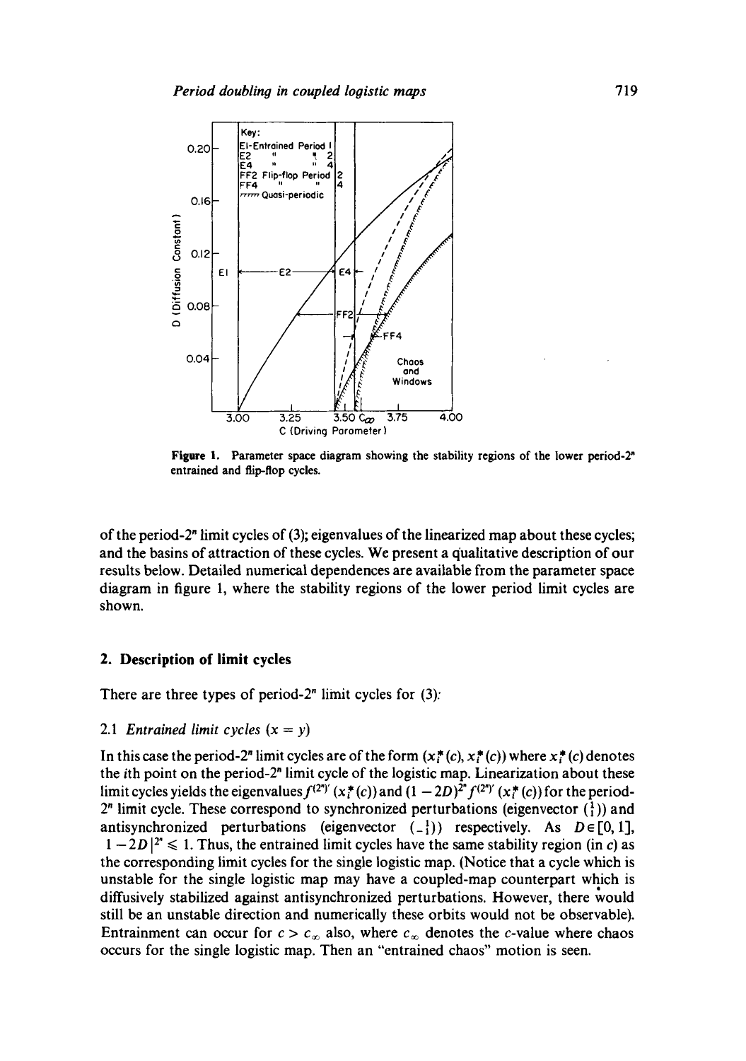Figure 1. Parameter space diagram showing the stability regions of the lower period-$2^n$ entrained and flip-flop cycles.

of the period-$2^n$ limit cycles of (3); eigenvalues of the linearized map about these cycles; and the basins of attraction of these cycles. We present a qualitative description of our results below. Detailed numerical dependences are available from the parameter space diagram in figure 1, where the stability regions of the lower period limit cycles are shown.

## 2. Description of limit cycles

There are three types of period-$2^n$ limit cycles for (3):

### 2.1 *Entrained limit cycles* ($x = y$)

In this case the period-$2^n$ limit cycles are of the form $(x_i^*(c), x_i^*(c))$ where $x_i^*(c)$ denotes the $i$th point on the period-$2^n$ limit cycle of the logistic map. Linearization about these limit cycles yields the eigenvalues $f^{(2^n)'}(x_i^*(c))$ and $(1-2D)^{2^n} f^{(2^n)'}(x_i^*(c))$ for the period-$2^n$ limit cycle. These correspond to synchronized perturbations (eigenvector $\binom{1}{1}$) and antisynchronized perturbations (eigenvector $\binom{1}{-1}$) respectively. As $D \in [0, 1]$, $|1-2D|^{2^n} \leqslant 1$. Thus, the entrained limit cycles have the same stability region (in $c$) as the corresponding limit cycles for the single logistic map. (Notice that a cycle which is unstable for the single logistic map may have a coupled-map counterpart which is diffusively stabilized against antisynchronized perturbations. However, there would still be an unstable direction and numerically these orbits would not be observable). Entrainment can occur for $c > c_\infty$ also, where $c_\infty$ denotes the $c$-value where chaos occurs for the single logistic map. Then an "entrained chaos" motion is seen.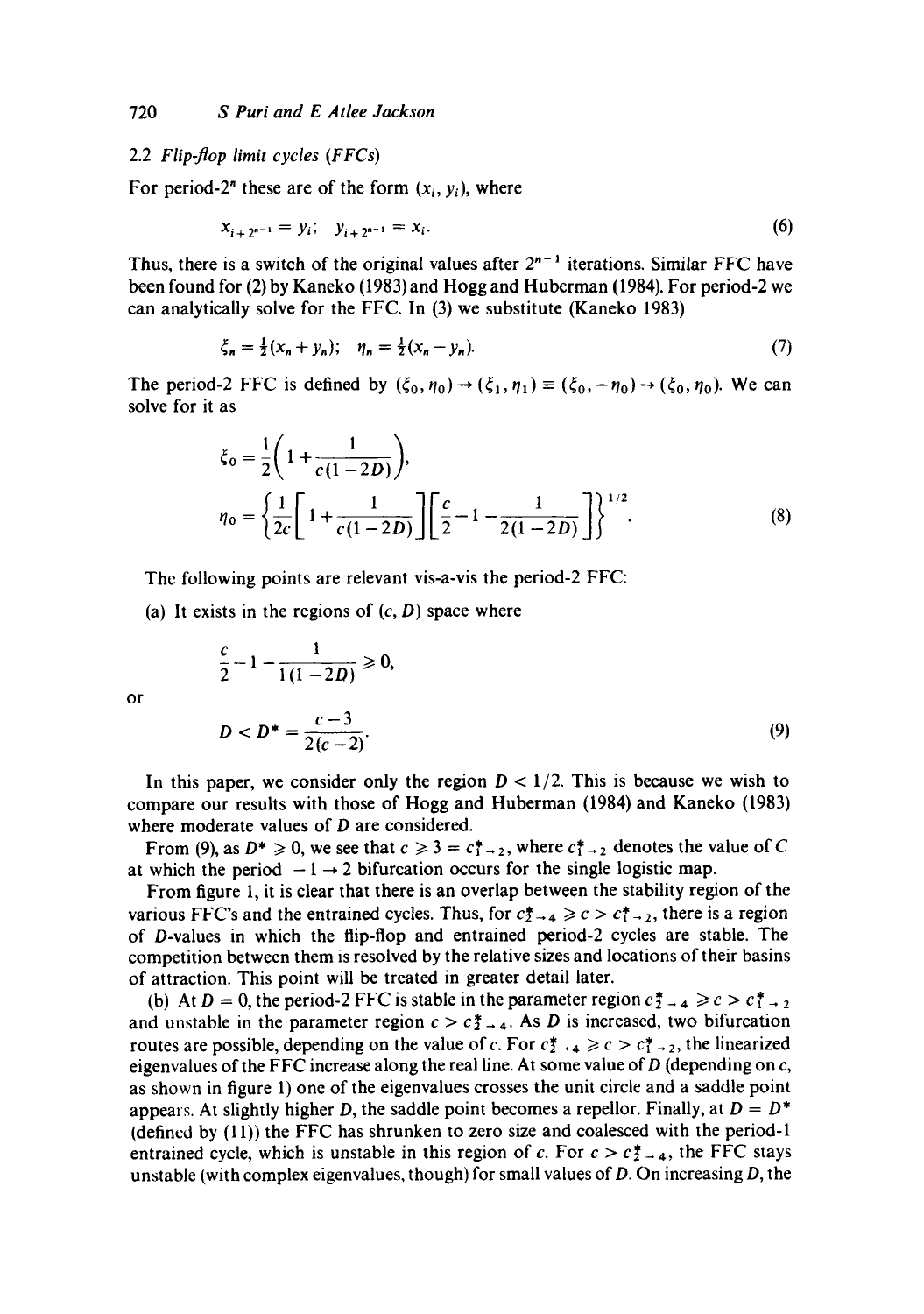### 2.2 Flip-flop limit cycles (FFCs)

For period-$2^n$ these are of the form $(x_i, y_i)$, where

$$x_{i+2^{n-1}} = y_i; \quad y_{i+2^{n-1}} = x_i. \tag{6}$$

Thus, there is a switch of the original values after $2^{n-1}$ iterations. Similar FFC have been found for (2) by Kaneko (1983) and Hogg and Huberman (1984). For period-2 we can analytically solve for the FFC. In (3) we substitute (Kaneko 1983)

$$\xi_n = \tfrac{1}{2}(x_n + y_n); \quad \eta_n = \tfrac{1}{2}(x_n - y_n). \tag{7}$$

The period-2 FFC is defined by $(\xi_0, \eta_0) \rightarrow (\xi_1, \eta_1) \equiv (\xi_0, -\eta_0) \rightarrow (\xi_0, \eta_0)$. We can solve for it as

$$\xi_0 = \frac{1}{2}\left(1 + \frac{1}{c(1-2D)}\right),$$

$$\eta_0 = \left\{\frac{1}{2c}\left[1 + \frac{1}{c(1-2D)}\right]\left[\frac{c}{2} - 1 - \frac{1}{2(1-2D)}\right]\right\}^{1/2}. \tag{8}$$

The following points are relevant vis-a-vis the period-2 FFC:

(a) It exists in the regions of $(c, D)$ space where

$$\frac{c}{2} - 1 - \frac{1}{1(1-2D)} \geqslant 0,$$

or

$$D < D^* = \frac{c-3}{2(c-2)}. \tag{9}$$

In this paper, we consider only the region $D < 1/2$. This is because we wish to compare our results with those of Hogg and Huberman (1984) and Kaneko (1983) where moderate values of $D$ are considered.

From (9), as $D^* \geqslant 0$, we see that $c \geqslant 3 = c^*_{1\rightarrow 2}$, where $c^*_{1\rightarrow 2}$ denotes the value of $C$ at which the period $-1 \rightarrow 2$ bifurcation occurs for the single logistic map.

From figure 1, it is clear that there is an overlap between the stability region of the various FFC's and the entrained cycles. Thus, for $c^*_{2\rightarrow 4} \geqslant c > c^*_{1\rightarrow 2}$, there is a region of $D$-values in which the flip-flop and entrained period-2 cycles are stable. The competition between them is resolved by the relative sizes and locations of their basins of attraction. This point will be treated in greater detail later.

(b) At $D = 0$, the period-2 FFC is stable in the parameter region $c^*_{2\rightarrow 4} \geqslant c > c^*_{1\rightarrow 2}$ and unstable in the parameter region $c > c^*_{2\rightarrow 4}$. As $D$ is increased, two bifurcation routes are possible, depending on the value of $c$. For $c^*_{2\rightarrow 4} \geqslant c > c^*_{1\rightarrow 2}$, the linearized eigenvalues of the FFC increase along the real line. At some value of $D$ (depending on $c$, as shown in figure 1) one of the eigenvalues crosses the unit circle and a saddle point appears. At slightly higher $D$, the saddle point becomes a repellor. Finally, at $D = D^*$ (defined by (11)) the FFC has shrunken to zero size and coalesced with the period-1 entrained cycle, which is unstable in this region of $c$. For $c > c^*_{2\rightarrow 4}$, the FFC stays unstable (with complex eigenvalues, though) for small values of $D$. On increasing $D$, the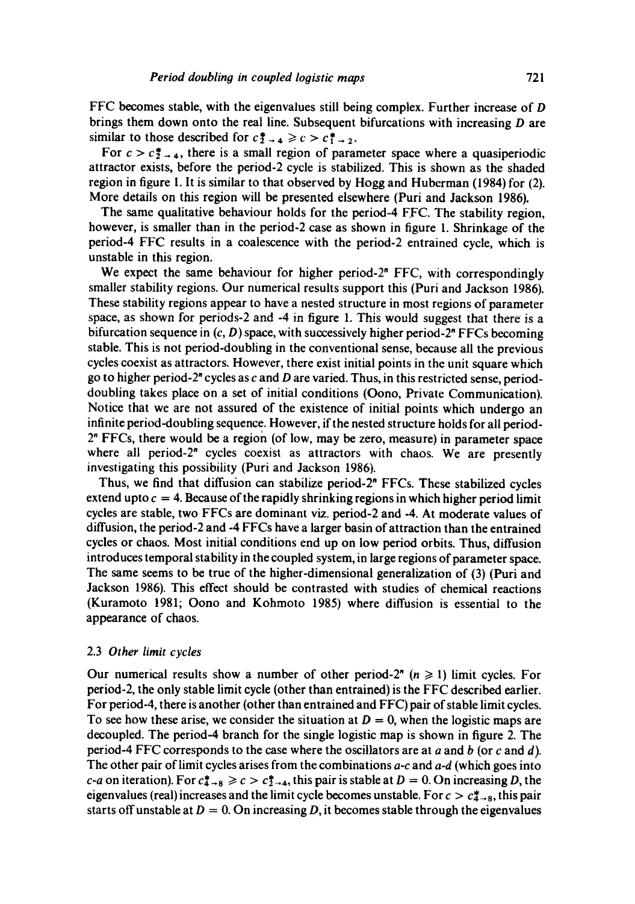FFC becomes stable, with the eigenvalues still being complex. Further increase of $D$ brings them down onto the real line. Subsequent bifurcations with increasing $D$ are similar to those described for $c^*_{2\to 4} \geq c > c^*_{1\to 2}$.

For $c > c^*_{2\to 4}$, there is a small region of parameter space where a quasiperiodic attractor exists, before the period-2 cycle is stabilized. This is shown as the shaded region in figure 1. It is similar to that observed by Hogg and Huberman (1984) for (2). More details on this region will be presented elsewhere (Puri and Jackson 1986).

The same qualitative behaviour holds for the period-4 FFC. The stability region, however, is smaller than in the period-2 case as shown in figure 1. Shrinkage of the period-4 FFC results in a coalescence with the period-2 entrained cycle, which is unstable in this region.

We expect the same behaviour for higher period-$2^n$ FFC, with correspondingly smaller stability regions. Our numerical results support this (Puri and Jackson 1986). These stability regions appear to have a nested structure in most regions of parameter space, as shown for periods-2 and -4 in figure 1. This would suggest that there is a bifurcation sequence in $(c, D)$ space, with successively higher period-$2^n$ FFCs becoming stable. This is not period-doubling in the conventional sense, because all the previous cycles coexist as attractors. However, there exist initial points in the unit square which go to higher period-$2^n$ cycles as $c$ and $D$ are varied. Thus, in this restricted sense, period-doubling takes place on a set of initial conditions (Oono, Private Communication). Notice that we are not assured of the existence of initial points which undergo an infinite period-doubling sequence. However, if the nested structure holds for all period-$2^n$ FFCs, there would be a region (of low, may be zero, measure) in parameter space where all period-$2^n$ cycles coexist as attractors with chaos. We are presently investigating this possibility (Puri and Jackson 1986).

Thus, we find that diffusion can stabilize period-$2^n$ FFCs. These stabilized cycles extend upto $c = 4$. Because of the rapidly shrinking regions in which higher period limit cycles are stable, two FFCs are dominant viz. period-2 and -4. At moderate values of diffusion, the period-2 and -4 FFCs have a larger basin of attraction than the entrained cycles or chaos. Most initial conditions end up on low period orbits. Thus, diffusion introduces temporal stability in the coupled system, in large regions of parameter space. The same seems to be true of the higher-dimensional generalization of (3) (Puri and Jackson 1986). This effect should be contrasted with studies of chemical reactions (Kuramoto 1981; Oono and Kohmoto 1985) where diffusion is essential to the appearance of chaos.

### 2.3 *Other limit cycles*

Our numerical results show a number of other period-$2^n$ $(n \geq 1)$ limit cycles. For period-2, the only stable limit cycle (other than entrained) is the FFC described earlier. For period-4, there is another (other than entrained and FFC) pair of stable limit cycles. To see how these arise, we consider the situation at $D = 0$, when the logistic maps are decoupled. The period-4 branch for the single logistic map is shown in figure 2. The period-4 FFC corresponds to the case where the oscillators are at $a$ and $b$ (or $c$ and $d$). The other pair of limit cycles arises from the combinations $a$-$c$ and $a$-$d$ (which goes into $c$-$a$ on iteration). For $c^*_{4\to 8} \geq c > c^*_{2\to 4}$, this pair is stable at $D = 0$. On increasing $D$, the eigenvalues (real) increases and the limit cycle becomes unstable. For $c > c^*_{4\to 8}$, this pair starts off unstable at $D = 0$. On increasing $D$, it becomes stable through the eigenvalues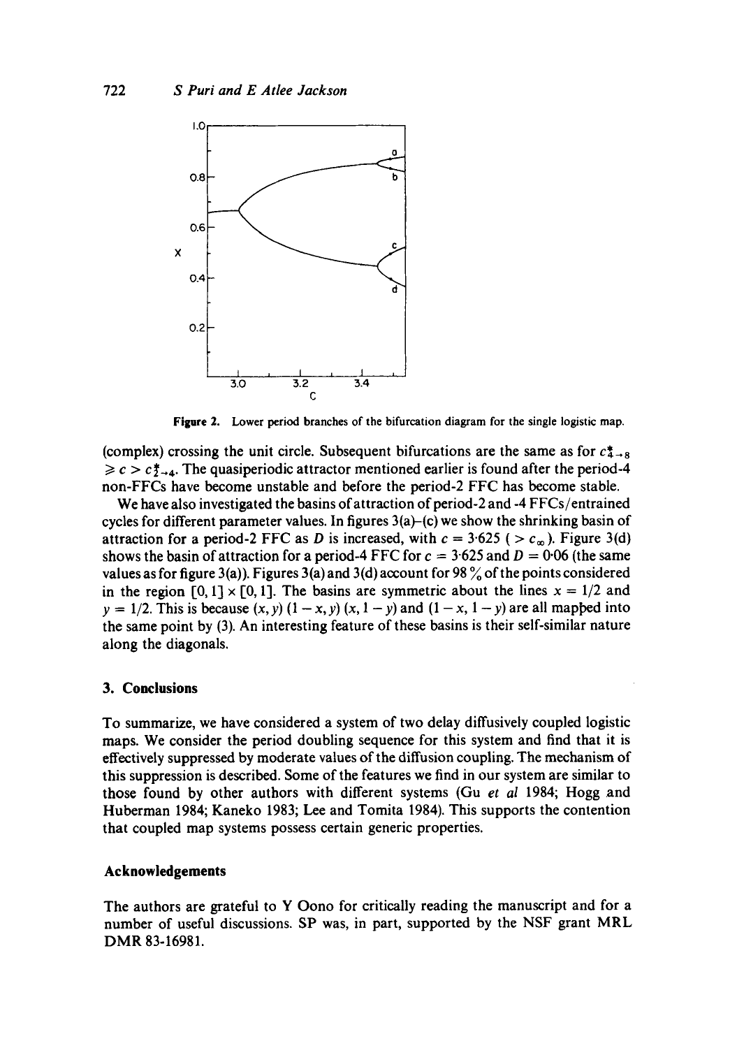Figure 2. Lower period branches of the bifurcation diagram for the single logistic map.

(complex) crossing the unit circle. Subsequent bifurcations are the same as for $c^*_{4\to 8} \geq c > c^*_{2\to 4}$. The quasiperiodic attractor mentioned earlier is found after the period-4 non-FFCs have become unstable and before the period-2 FFC has become stable.

We have also investigated the basins of attraction of period-2 and -4 FFCs/entrained cycles for different parameter values. In figures 3(a)–(c) we show the shrinking basin of attraction for a period-2 FFC as $D$ is increased, with $c = 3{\cdot}625$ ( $> c_\infty$ ). Figure 3(d) shows the basin of attraction for a period-4 FFC for $c = 3{\cdot}625$ and $D = 0{\cdot}06$ (the same values as for figure 3(a)). Figures 3(a) and 3(d) account for 98 % of the points considered in the region $[0, 1] \times [0, 1]$. The basins are symmetric about the lines $x = 1/2$ and $y = 1/2$. This is because $(x, y)$ $(1 - x, y)$ $(x, 1 - y)$ and $(1 - x, 1 - y)$ are all mapped into the same point by (3). An interesting feature of these basins is their self-similar nature along the diagonals.

## 3. Conclusions

To summarize, we have considered a system of two delay diffusively coupled logistic maps. We consider the period doubling sequence for this system and find that it is effectively suppressed by moderate values of the diffusion coupling. The mechanism of this suppression is described. Some of the features we find in our system are similar to those found by other authors with different systems (Gu *et al* 1984; Hogg and Huberman 1984; Kaneko 1983; Lee and Tomita 1984). This supports the contention that coupled map systems possess certain generic properties.

## Acknowledgements

The authors are grateful to Y Oono for critically reading the manuscript and for a number of useful discussions. SP was, in part, supported by the NSF grant MRL DMR 83-16981.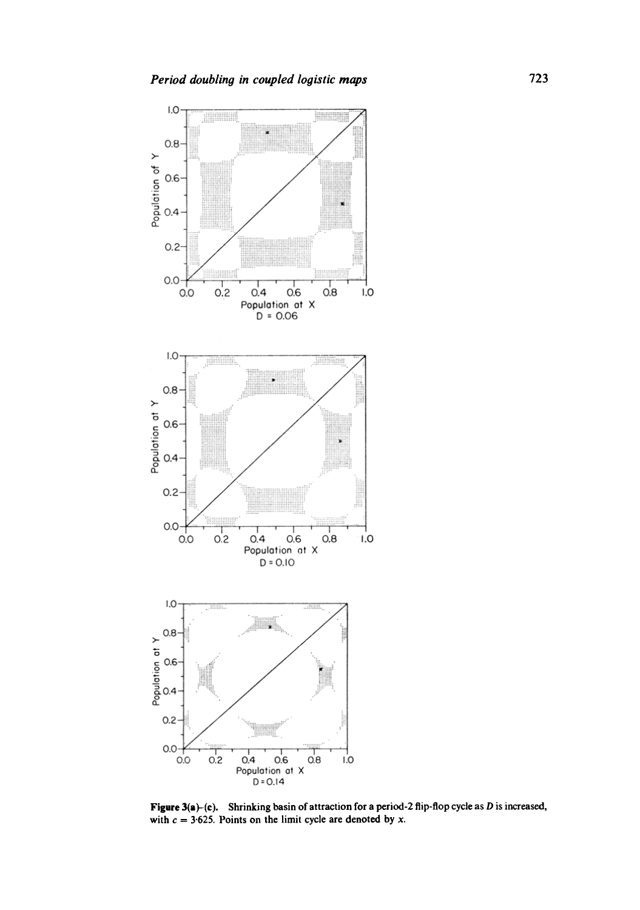**Figure 3(a)–(c).** Shrinking basin of attraction for a period-2 flip-flop cycle as $D$ is increased, with $c = 3{\cdot}625$. Points on the limit cycle are denoted by $x$.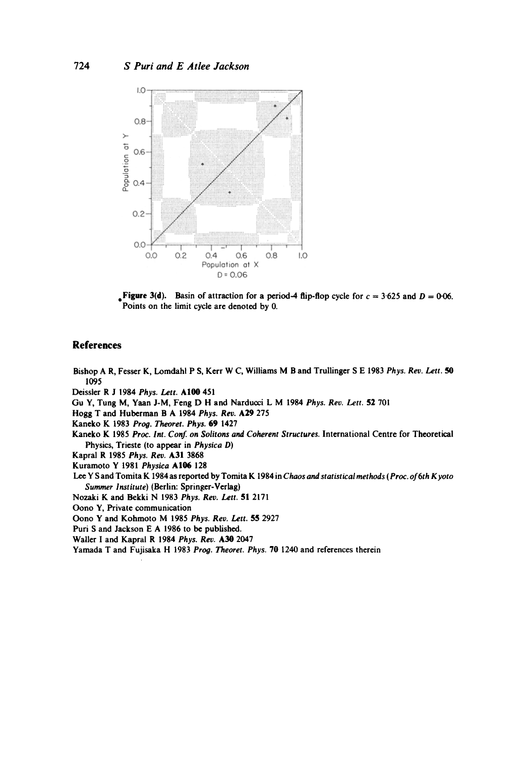1.0

0.8

0.6

0.4

0.2

0.0

Population at Y

0.0 0.2 0.4 0.6 0.8 1.0

Population at X

D = 0.06

**Figure 3(d).** Basin of attraction for a period-4 flip-flop cycle for $c = 3{\cdot}625$ and $D = 0{\cdot}06$. Points on the limit cycle are denoted by 0.

## References

Bishop A R, Fesser K, Lomdahl P S, Kerr W C, Williams M B and Trullinger S E 1983 *Phys. Rev. Lett.* **50** 1095

Deissler R J 1984 *Phys. Lett.* **A100** 451

Gu Y, Tung M, Yaan J-M, Feng D H and Narducci L M 1984 *Phys. Rev. Lett.* **52** 701

Hogg T and Huberman B A 1984 *Phys. Rev.* **A29** 275

Kaneko K 1983 *Prog. Theoret. Phys.* **69** 1427

Kaneko K 1985 *Proc. Int. Conf. on Solitons and Coherent Structures.* International Centre for Theoretical Physics, Trieste (to appear in *Physica D*)

Kapral R 1985 *Phys. Rev.* **A31** 3868

Kuramoto Y 1981 *Physica* **A106** 128

Lee Y S and Tomita K 1984 as reported by Tomita K 1984 in *Chaos and statistical methods* (*Proc. of 6th Kyoto Summer Institute*) (Berlin: Springer-Verlag)

Nozaki K and Bekki N 1983 *Phys. Rev. Lett.* **51** 2171

Oono Y, Private communication

Oono Y and Kohmoto M 1985 *Phys. Rev. Lett.* **55** 2927

Puri S and Jackson E A 1986 to be published.

Waller I and Kapral R 1984 *Phys. Rev.* **A30** 2047

Yamada T and Fujisaka H 1983 *Prog. Theoret. Phys.* **70** 1240 and references therein